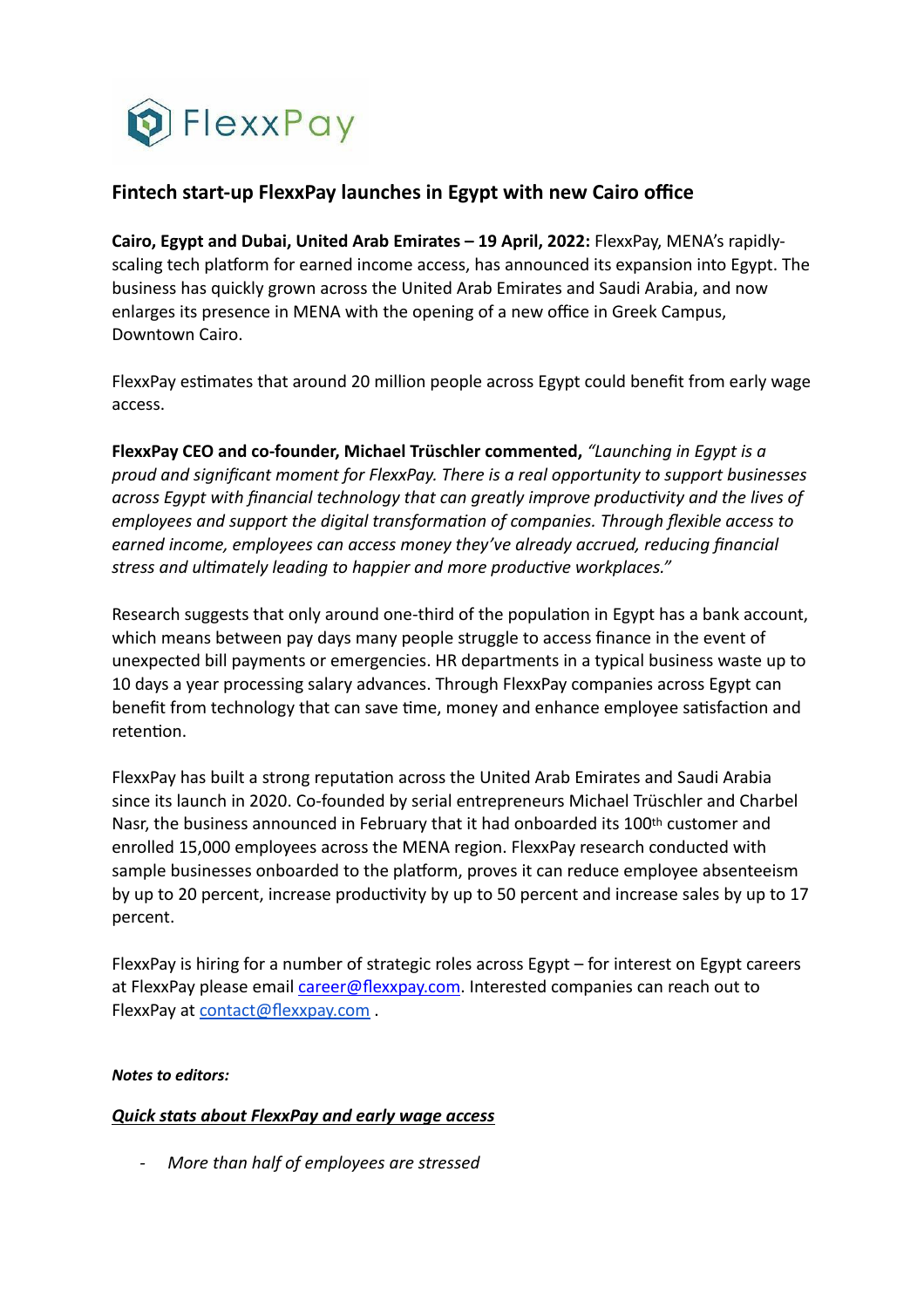FlexxPay

# Fintech start-up FlexxPay launches in Egypt with new Cairo office

**Cairo, Egypt and Dubai, United Arab Emirates – 19 April, 2022:** FlexxPay, MENA's rapidly-scaling tech platform for earned income access, has announced its expansion into Egypt. The business has quickly grown across the United Arab Emirates and Saudi Arabia, and now enlarges its presence in MENA with the opening of a new office in Greek Campus, Downtown Cairo.

FlexxPay estimates that around 20 million people across Egypt could benefit from early wage access.

**FlexxPay CEO and co-founder, Michael Trüschler commented,** *"Launching in Egypt is a proud and significant moment for FlexxPay. There is a real opportunity to support businesses across Egypt with financial technology that can greatly improve productivity and the lives of employees and support the digital transformation of companies. Through flexible access to earned income, employees can access money they've already accrued, reducing financial stress and ultimately leading to happier and more productive workplaces."*

Research suggests that only around one-third of the population in Egypt has a bank account, which means between pay days many people struggle to access finance in the event of unexpected bill payments or emergencies. HR departments in a typical business waste up to 10 days a year processing salary advances. Through FlexxPay companies across Egypt can benefit from technology that can save time, money and enhance employee satisfaction and retention.

FlexxPay has built a strong reputation across the United Arab Emirates and Saudi Arabia since its launch in 2020. Co-founded by serial entrepreneurs Michael Trüschler and Charbel Nasr, the business announced in February that it had onboarded its 100th customer and enrolled 15,000 employees across the MENA region. FlexxPay research conducted with sample businesses onboarded to the platform, proves it can reduce employee absenteeism by up to 20 percent, increase productivity by up to 50 percent and increase sales by up to 17 percent.

FlexxPay is hiring for a number of strategic roles across Egypt – for interest on Egypt careers at FlexxPay please email career@flexxpay.com. Interested companies can reach out to FlexxPay at contact@flexxpay.com .

***Notes to editors:***

***Quick stats about FlexxPay and early wage access***

- *More than half of employees are stressed*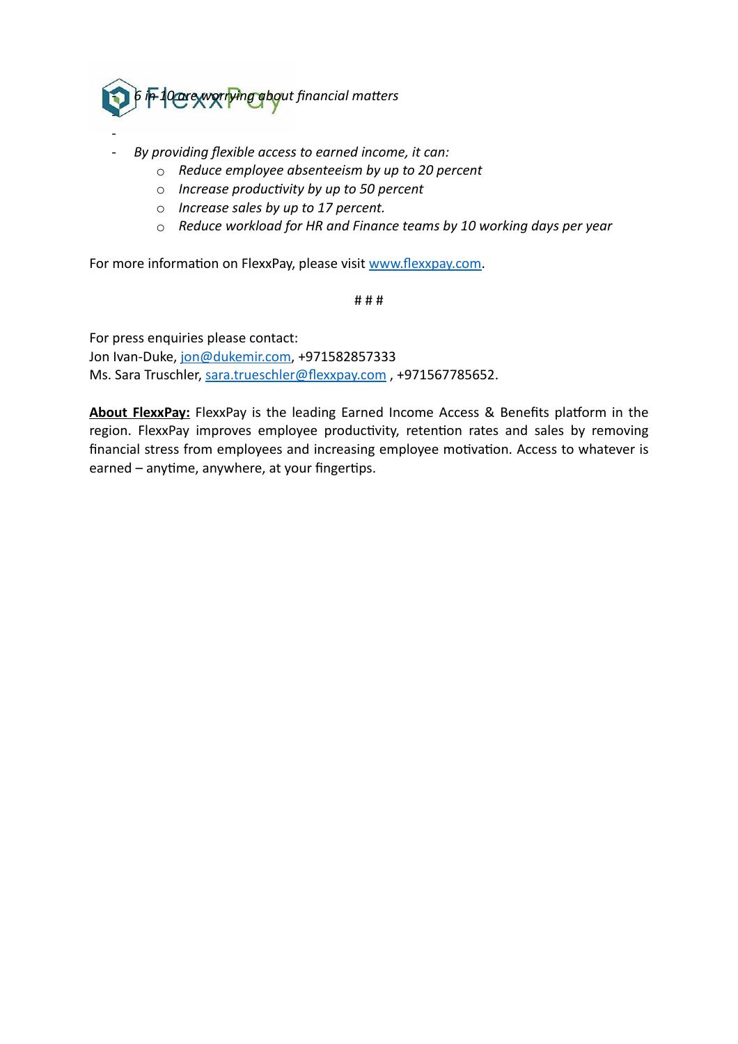- *6 in 10 are worrying about financial matters*
- 
- *By providing flexible access to earned income, it can:*
    - *Reduce employee absenteeism by up to 20 percent*
    - *Increase productivity by up to 50 percent*
    - *Increase sales by up to 17 percent.*
    - *Reduce workload for HR and Finance teams by 10 working days per year*

For more information on FlexxPay, please visit www.flexxpay.com.

# # #

For press enquiries please contact:
Jon Ivan-Duke, jon@dukemir.com, +971582857333
Ms. Sara Truschler, sara.trueschler@flexxpay.com , +971567785652.

**About FlexxPay:** FlexxPay is the leading Earned Income Access & Benefits platform in the region. FlexxPay improves employee productivity, retention rates and sales by removing financial stress from employees and increasing employee motivation. Access to whatever is earned – anytime, anywhere, at your fingertips.